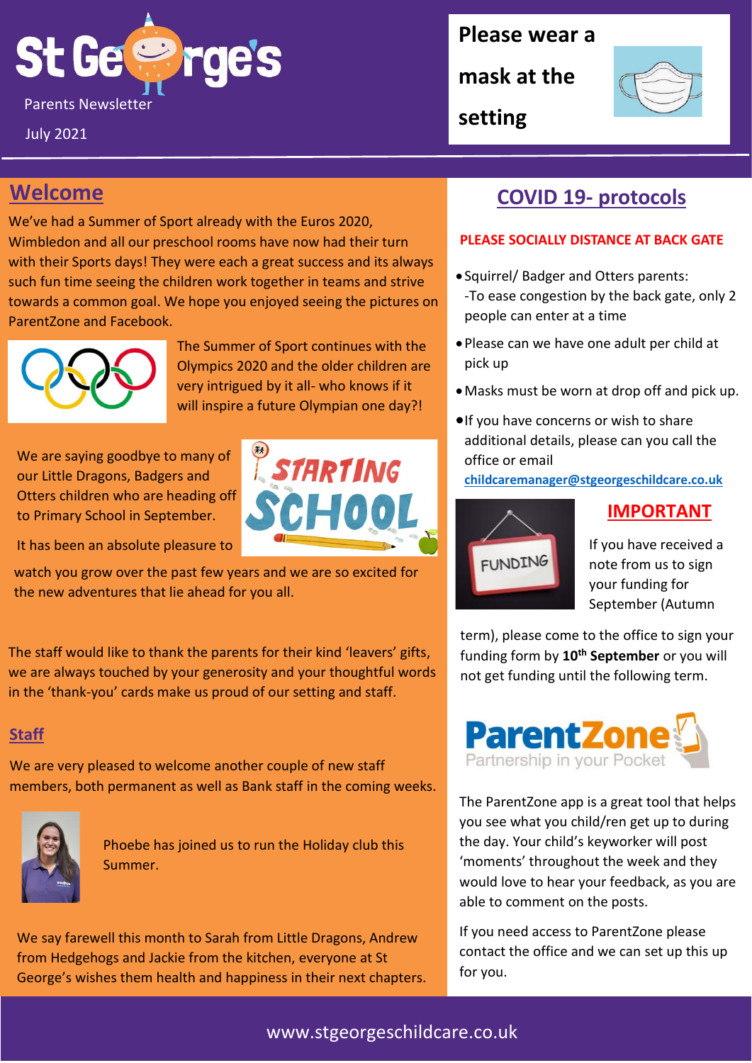# St George's

Parents Newsletter

July 2021

**Please wear a mask at the setting**

## Welcome

We've had a Summer of Sport already with the Euros 2020, Wimbledon and all our preschool rooms have now had their turn with their Sports days! They were each a great success and its always such fun time seeing the children work together in teams and strive towards a common goal. We hope you enjoyed seeing the pictures on ParentZone and Facebook.

The Summer of Sport continues with the Olympics 2020 and the older children are very intrigued by it all- who knows if it will inspire a future Olympian one day?!

We are saying goodbye to many of our Little Dragons, Badgers and Otters children who are heading off to Primary School in September.

It has been an absolute pleasure to watch you grow over the past few years and we are so excited for the new adventures that lie ahead for you all.

The staff would like to thank the parents for their kind 'leavers' gifts, we are always touched by your generosity and your thoughtful words in the 'thank-you' cards make us proud of our setting and staff.

## Staff

We are very pleased to welcome another couple of new staff members, both permanent as well as Bank staff in the coming weeks.

Phoebe has joined us to run the Holiday club this Summer.

We say farewell this month to Sarah from Little Dragons, Andrew from Hedgehogs and Jackie from the kitchen, everyone at St George's wishes them health and happiness in their next chapters.

## COVID 19- protocols

**PLEASE SOCIALLY DISTANCE AT BACK GATE**

- Squirrel/ Badger and Otters parents:
  -To ease congestion by the back gate, only 2 people can enter at a time
- Please can we have one adult per child at pick up
- Masks must be worn at drop off and pick up.
- If you have concerns or wish to share additional details, please can you call the office or email childcaremanager@stgeorgeschildcare.co.uk

## IMPORTANT

If you have received a note from us to sign your funding for September (Autumn term), please come to the office to sign your funding form by **10th September** or you will not get funding until the following term.

## ParentZone

The ParentZone app is a great tool that helps you see what you child/ren get up to during the day. Your child's keyworker will post 'moments' throughout the week and they would love to hear your feedback, as you are able to comment on the posts.

If you need access to ParentZone please contact the office and we can set up this up for you.

www.stgeorgeschildcare.co.uk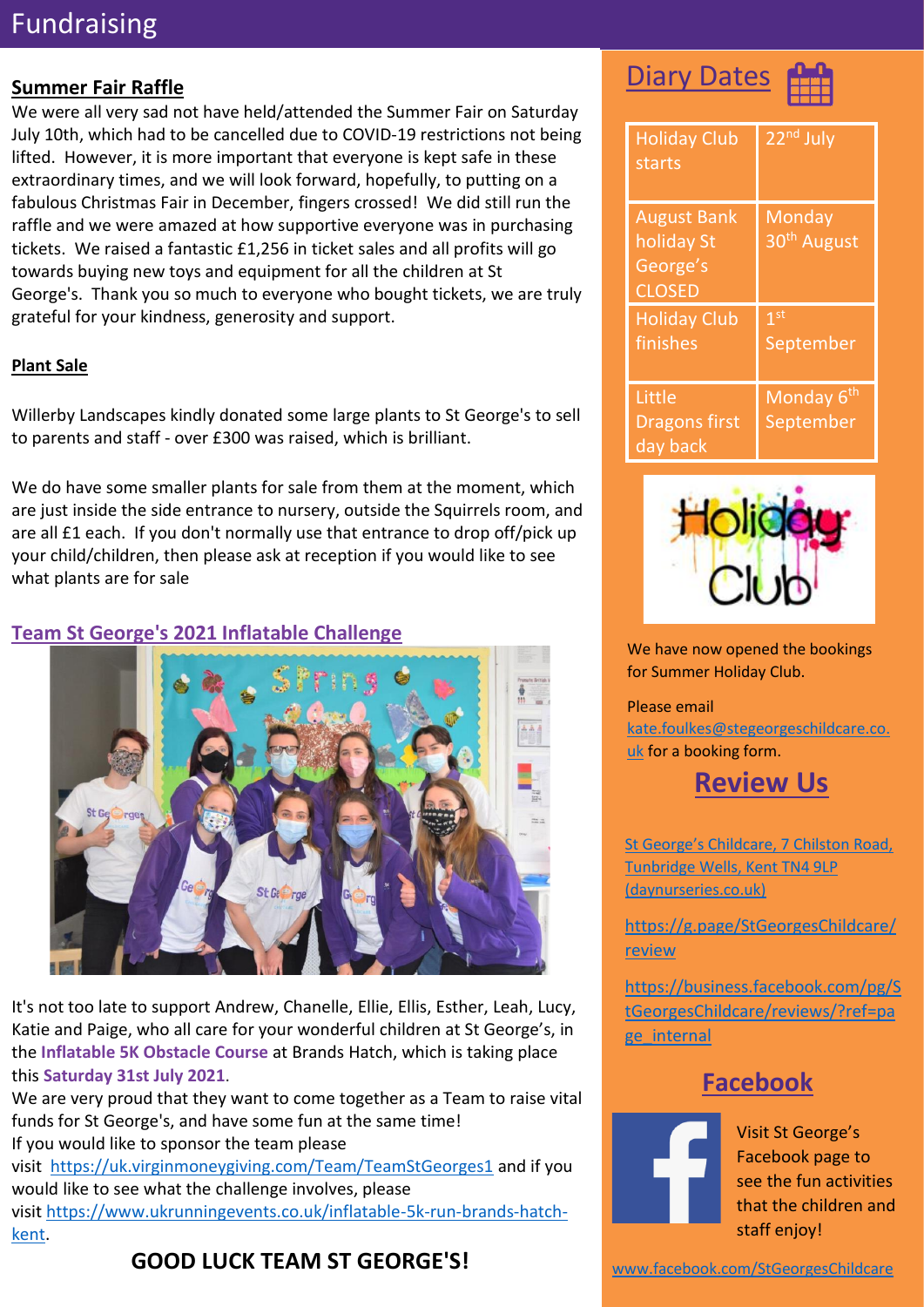# Fundraising

## Summer Fair Raffle

We were all very sad not have held/attended the Summer Fair on Saturday July 10th, which had to be cancelled due to COVID-19 restrictions not being lifted. However, it is more important that everyone is kept safe in these extraordinary times, and we will look forward, hopefully, to putting on a fabulous Christmas Fair in December, fingers crossed! We did still run the raffle and we were amazed at how supportive everyone was in purchasing tickets. We raised a fantastic £1,256 in ticket sales and all profits will go towards buying new toys and equipment for all the children at St George's. Thank you so much to everyone who bought tickets, we are truly grateful for your kindness, generosity and support.

## Plant Sale

Willerby Landscapes kindly donated some large plants to St George's to sell to parents and staff - over £300 was raised, which is brilliant.

We do have some smaller plants for sale from them at the moment, which are just inside the side entrance to nursery, outside the Squirrels room, and are all £1 each. If you don't normally use that entrance to drop off/pick up your child/children, then please ask at reception if you would like to see what plants are for sale

## Team St George's 2021 Inflatable Challenge

It's not too late to support Andrew, Chanelle, Ellie, Ellis, Esther, Leah, Lucy, Katie and Paige, who all care for your wonderful children at St George's, in the **Inflatable 5K Obstacle Course** at Brands Hatch, which is taking place this **Saturday 31st July 2021**.

We are very proud that they want to come together as a Team to raise vital funds for St George's, and have some fun at the same time!

If you would like to sponsor the team please visit https://uk.virginmoneygiving.com/Team/TeamStGeorges1 and if you would like to see what the challenge involves, please visit https://www.ukrunningevents.co.uk/inflatable-5k-run-brands-hatch-kent.

**GOOD LUCK TEAM ST GEORGE'S!**

## Diary Dates

| | |
|---|---|
| Holiday Club starts | 22nd July |
| August Bank holiday St George's CLOSED | Monday 30th August |
| Holiday Club finishes | 1st September |
| Little Dragons first day back | Monday 6th September |

We have now opened the bookings for Summer Holiday Club.

Please email kate.foulkes@stegeorgeschildcare.co.uk for a booking form.

## Review Us

St George's Childcare, 7 Chilston Road, Tunbridge Wells, Kent TN4 9LP (daynurseries.co.uk)

https://g.page/StGeorgesChildcare/review

https://business.facebook.com/pg/StGeorgesChildcare/reviews/?ref=page_internal

## Facebook

Visit St George's Facebook page to see the fun activities that the children and staff enjoy!

www.facebook.com/StGeorgesChildcare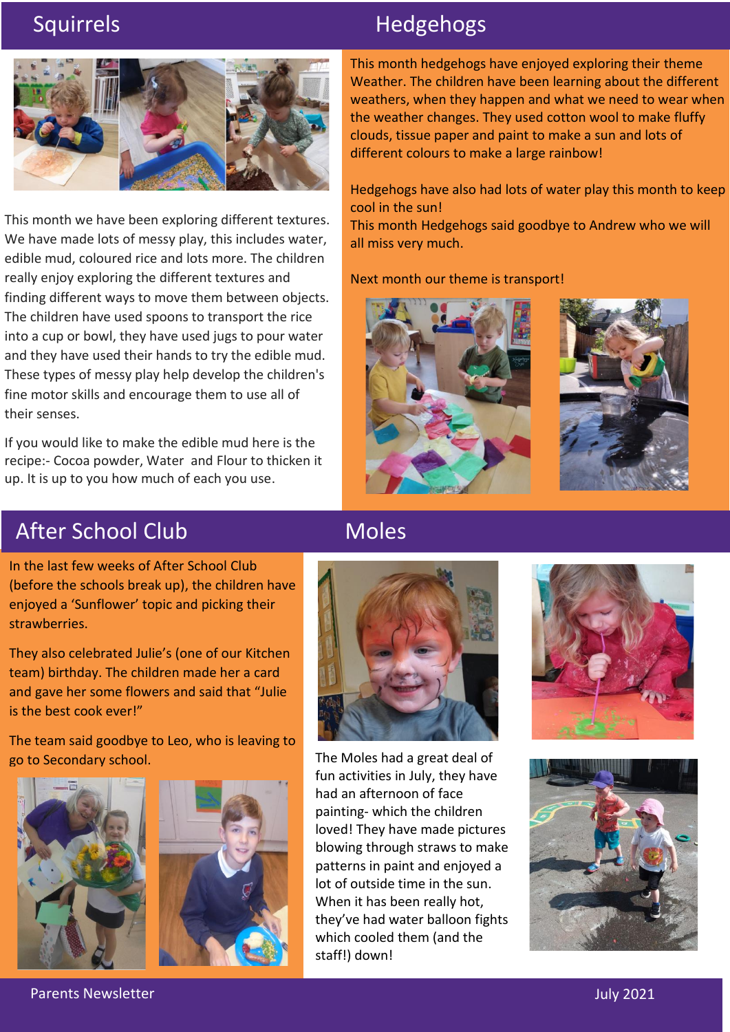## Squirrels

This month we have been exploring different textures. We have made lots of messy play, this includes water, edible mud, coloured rice and lots more. The children really enjoy exploring the different textures and finding different ways to move them between objects. The children have used spoons to transport the rice into a cup or bowl, they have used jugs to pour water and they have used their hands to try the edible mud. These types of messy play help develop the children's fine motor skills and encourage them to use all of their senses.

If you would like to make the edible mud here is the recipe:- Cocoa powder, Water and Flour to thicken it up. It is up to you how much of each you use.

## Hedgehogs

This month hedgehogs have enjoyed exploring their theme Weather. The children have been learning about the different weathers, when they happen and what we need to wear when the weather changes. They used cotton wool to make fluffy clouds, tissue paper and paint to make a sun and lots of different colours to make a large rainbow!

Hedgehogs have also had lots of water play this month to keep cool in the sun!
This month Hedgehogs said goodbye to Andrew who we will all miss very much.

Next month our theme is transport!

## After School Club

In the last few weeks of After School Club (before the schools break up), the children have enjoyed a 'Sunflower' topic and picking their strawberries.

They also celebrated Julie's (one of our Kitchen team) birthday. The children made her a card and gave her some flowers and said that "Julie is the best cook ever!"

The team said goodbye to Leo, who is leaving to go to Secondary school.

## Moles

The Moles had a great deal of fun activities in July, they have had an afternoon of face painting- which the children loved! They have made pictures blowing through straws to make patterns in paint and enjoyed a lot of outside time in the sun. When it has been really hot, they've had water balloon fights which cooled them (and the staff!) down!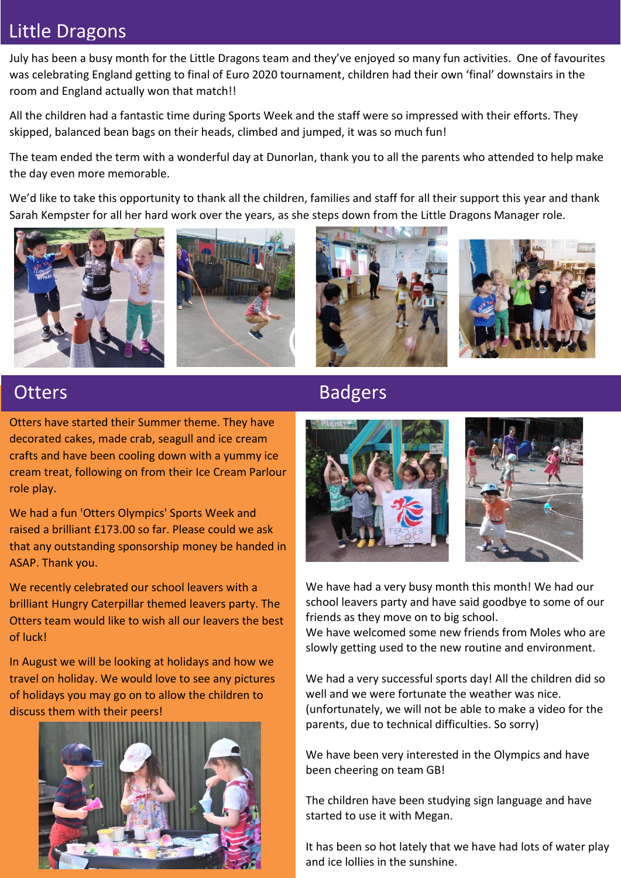## Little Dragons

July has been a busy month for the Little Dragons team and they've enjoyed so many fun activities. One of favourites was celebrating England getting to final of Euro 2020 tournament, children had their own 'final' downstairs in the room and England actually won that match!!

All the children had a fantastic time during Sports Week and the staff were so impressed with their efforts. They skipped, balanced bean bags on their heads, climbed and jumped, it was so much fun!

The team ended the term with a wonderful day at Dunorlan, thank you to all the parents who attended to help make the day even more memorable.

We'd like to take this opportunity to thank all the children, families and staff for all their support this year and thank Sarah Kempster for all her hard work over the years, as she steps down from the Little Dragons Manager role.

## Otters

Otters have started their Summer theme. They have decorated cakes, made crab, seagull and ice cream crafts and have been cooling down with a yummy ice cream treat, following on from their Ice Cream Parlour role play.

We had a fun 'Otters Olympics' Sports Week and raised a brilliant £173.00 so far. Please could we ask that any outstanding sponsorship money be handed in ASAP. Thank you.

We recently celebrated our school leavers with a brilliant Hungry Caterpillar themed leavers party. The Otters team would like to wish all our leavers the best of luck!

In August we will be looking at holidays and how we travel on holiday. We would love to see any pictures of holidays you may go on to allow the children to discuss them with their peers!

## Badgers

We have had a very busy month this month! We had our school leavers party and have said goodbye to some of our friends as they move on to big school.
We have welcomed some new friends from Moles who are slowly getting used to the new routine and environment.

We had a very successful sports day! All the children did so well and we were fortunate the weather was nice. (unfortunately, we will not be able to make a video for the parents, due to technical difficulties. So sorry)

We have been very interested in the Olympics and have been cheering on team GB!

The children have been studying sign language and have started to use it with Megan.

It has been so hot lately that we have had lots of water play and ice lollies in the sunshine.